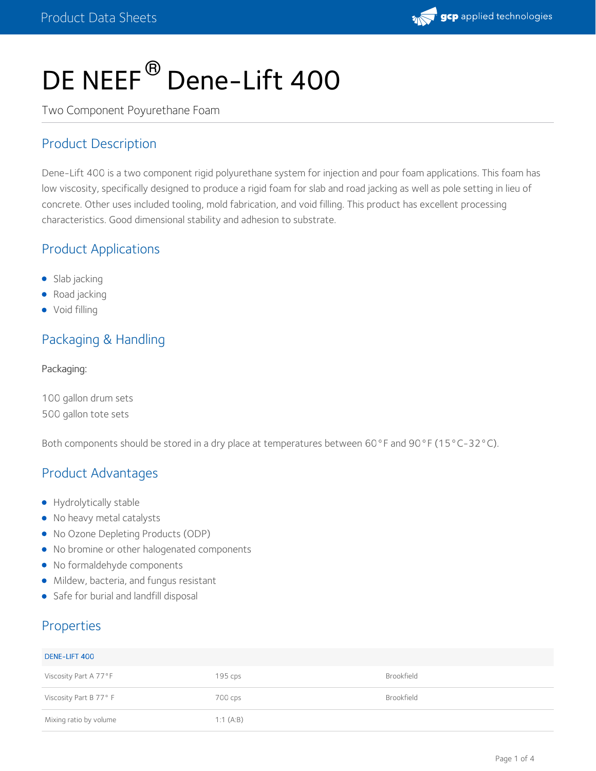# DE NEEF® Dene-Lift 400

Two Component Poyurethane Foam

## Product Description

Dene-Lift 400 is a two component rigid polyurethane system for injection and pour foam applications. This foam has low viscosity, specifically designed to produce a rigid foam for slab and road jacking as well as pole setting in lieu of concrete. Other uses included tooling, mold fabrication, and void filling. This product has excellent processing characteristics. Good dimensional stability and adhesion to substrate.

## Product Applications

- Slab jacking
- Road jacking
- Void filling

## Packaging & Handling

Packaging:

100 gallon drum sets
500 gallon tote sets

Both components should be stored in a dry place at temperatures between 60°F and 90°F (15°C-32°C).

## Product Advantages

- Hydrolytically stable
- No heavy metal catalysts
- No Ozone Depleting Products (ODP)
- No bromine or other halogenated components
- No formaldehyde components
- Mildew, bacteria, and fungus resistant
- Safe for burial and landfill disposal

## Properties

| DENE-LIFT 400 | | |
|---|---|---|
| Viscosity Part A 77°F | 195 cps | Brookfield |
| Viscosity Part B 77° F | 700 cps | Brookfield |
| Mixing ratio by volume | 1:1 (A:B) | |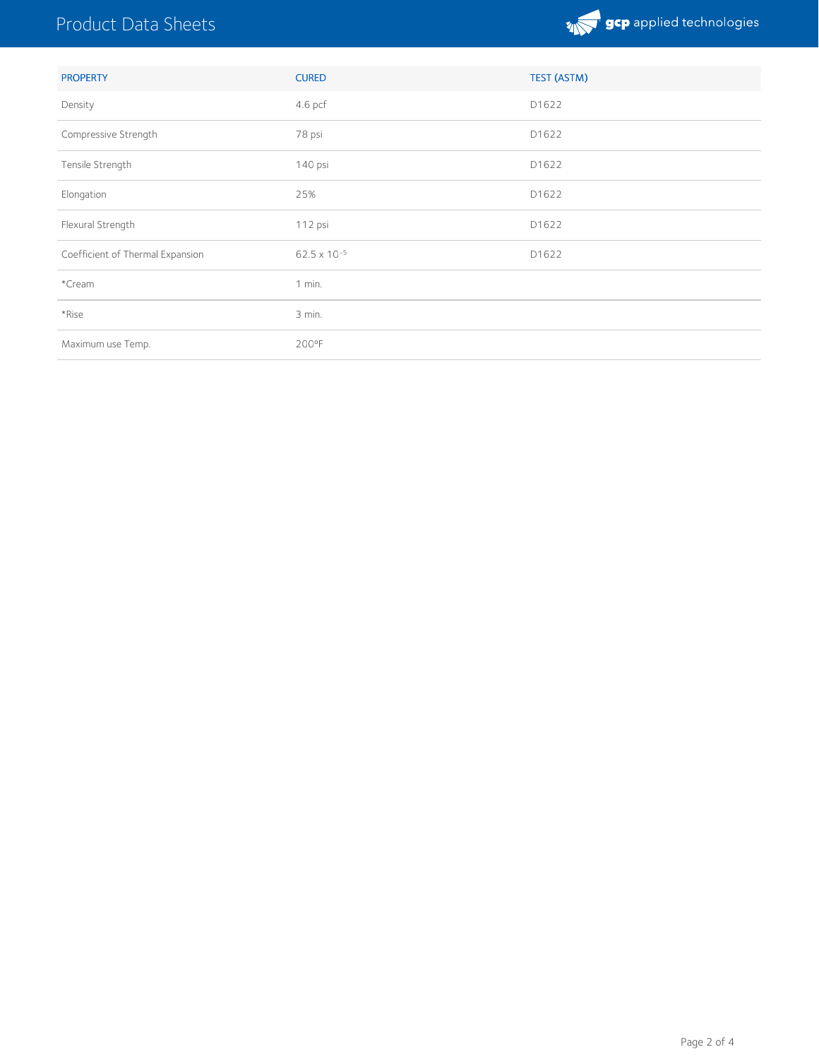| PROPERTY | CURED | TEST (ASTM) |
| --- | --- | --- |
| Density | 4.6 pcf | D1622 |
| Compressive Strength | 78 psi | D1622 |
| Tensile Strength | 140 psi | D1622 |
| Elongation | 25% | D1622 |
| Flexural Strength | 112 psi | D1622 |
| Coefficient of Thermal Expansion | $62.5 \times 10^{-5}$ | D1622 |
| *Cream | 1 min. | |
| *Rise | 3 min. | |
| Maximum use Temp. | 200°F | |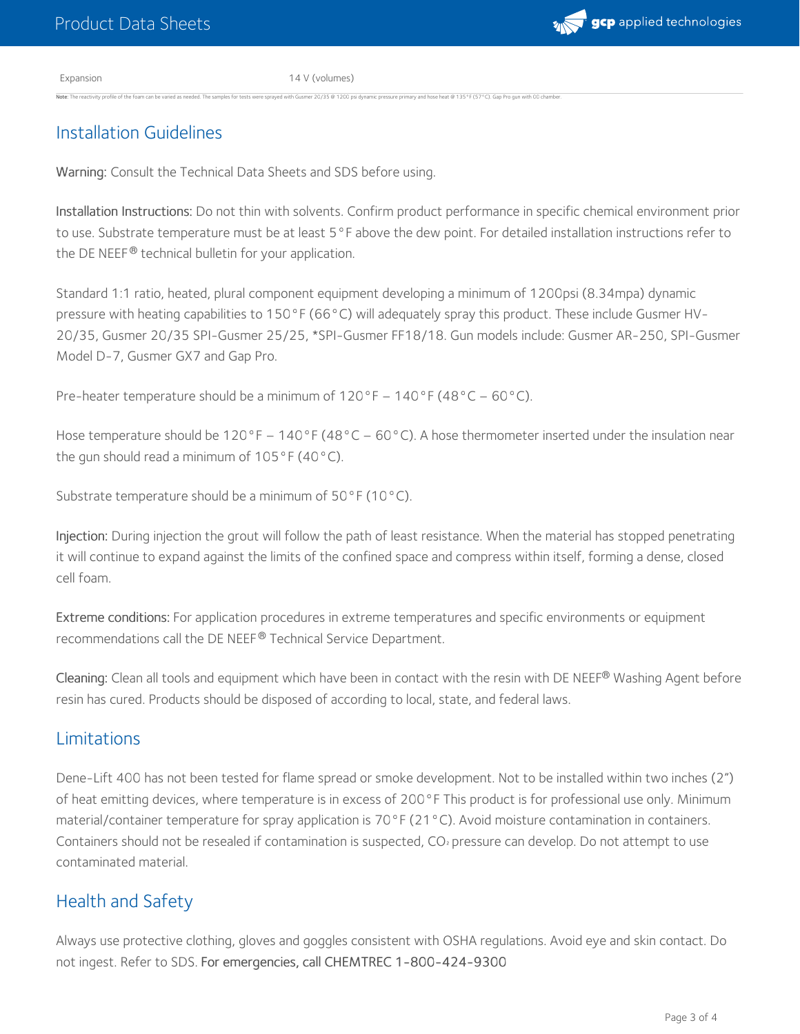| Expansion | 14 V (volumes) |
| --- | --- |

**Note:** The reactivity profile of the foam can be varied as needed. The samples for tests were sprayed with Gusmer 20/35 @ 1200 psi dynamic pressure primary and hose heat @ 135°F (57°C). Gap Pro gun with 00 chamber.

## Installation Guidelines

**Warning:** Consult the Technical Data Sheets and SDS before using.

**Installation Instructions:** Do not thin with solvents. Confirm product performance in specific chemical environment prior to use. Substrate temperature must be at least 5°F above the dew point. For detailed installation instructions refer to the DE NEEF® technical bulletin for your application.

Standard 1:1 ratio, heated, plural component equipment developing a minimum of 1200psi (8.34mpa) dynamic pressure with heating capabilities to 150°F (66°C) will adequately spray this product. These include Gusmer HV-20/35, Gusmer 20/35 SPI-Gusmer 25/25, *SPI-Gusmer FF18/18. Gun models include: Gusmer AR-250, SPI-Gusmer Model D-7, Gusmer GX7 and Gap Pro.

Pre-heater temperature should be a minimum of 120°F – 140°F (48°C – 60°C).

Hose temperature should be 120°F – 140°F (48°C – 60°C). A hose thermometer inserted under the insulation near the gun should read a minimum of 105°F (40°C).

Substrate temperature should be a minimum of 50°F (10°C).

**Injection:** During injection the grout will follow the path of least resistance. When the material has stopped penetrating it will continue to expand against the limits of the confined space and compress within itself, forming a dense, closed cell foam.

**Extreme conditions:** For application procedures in extreme temperatures and specific environments or equipment recommendations call the DE NEEF® Technical Service Department.

**Cleaning:** Clean all tools and equipment which have been in contact with the resin with DE NEEF® Washing Agent before resin has cured. Products should be disposed of according to local, state, and federal laws.

## Limitations

Dene-Lift 400 has not been tested for flame spread or smoke development. Not to be installed within two inches (2”) of heat emitting devices, where temperature is in excess of 200°F This product is for professional use only. Minimum material/container temperature for spray application is 70°F (21°C). Avoid moisture contamination in containers. Containers should not be resealed if contamination is suspected, $CO_2$ pressure can develop. Do not attempt to use contaminated material.

## Health and Safety

Always use protective clothing, gloves and goggles consistent with OSHA regulations. Avoid eye and skin contact. Do not ingest. Refer to SDS. For emergencies, call CHEMTREC 1-800-424-9300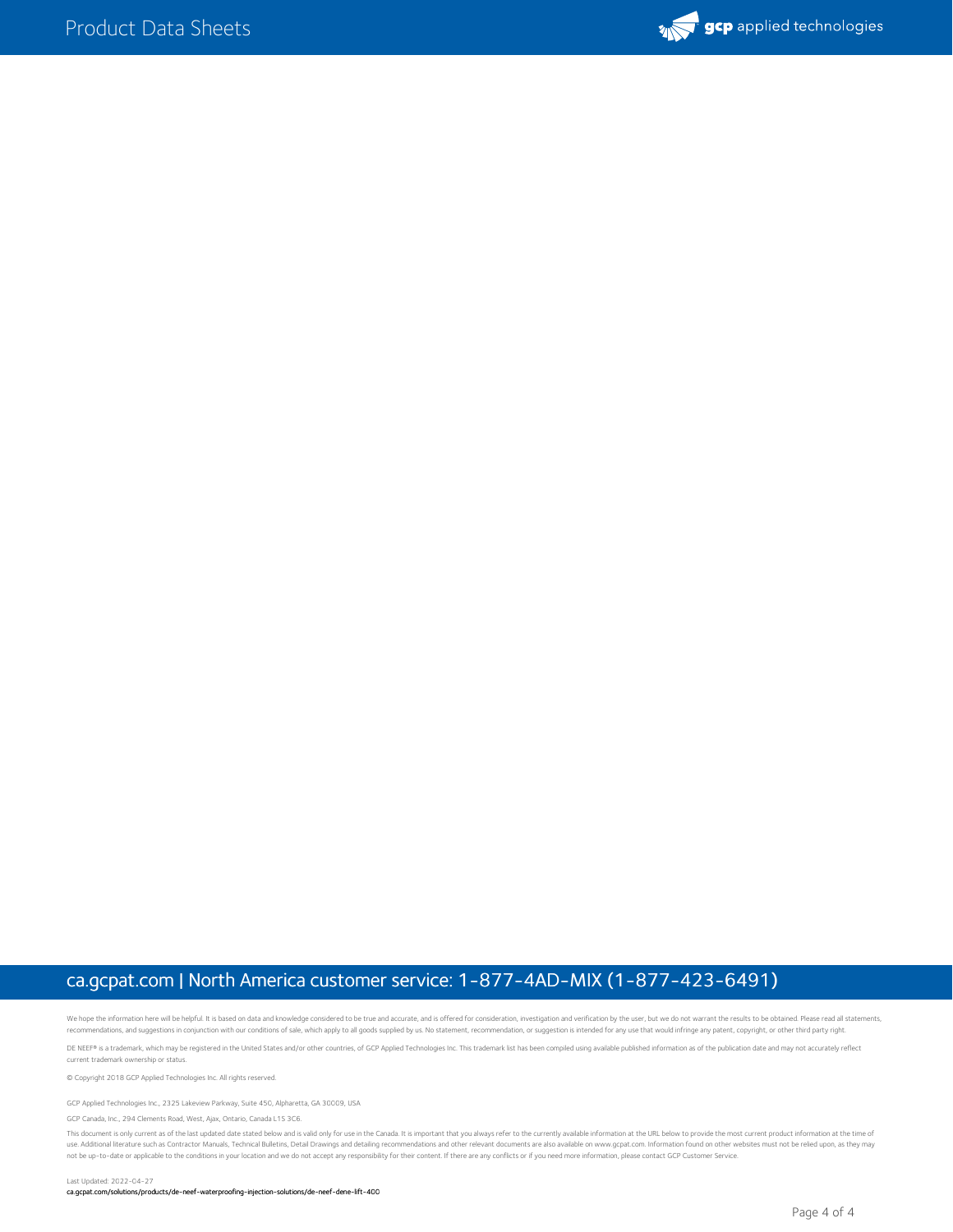ca.gcpat.com | North America customer service: 1-877-4AD-MIX (1-877-423-6491)

We hope the information here will be helpful. It is based on data and knowledge considered to be true and accurate, and is offered for consideration, investigation and verification by the user, but we do not warrant the results to be obtained. Please read all statements, recommendations, and suggestions in conjunction with our conditions of sale, which apply to all goods supplied by us. No statement, recommendation, or suggestion is intended for any use that would infringe any patent, copyright, or other third party right.

DE NEEF® is a trademark, which may be registered in the United States and/or other countries, of GCP Applied Technologies Inc. This trademark list has been compiled using available published information as of the publication date and may not accurately reflect current trademark ownership or status.

© Copyright 2018 GCP Applied Technologies Inc. All rights reserved.

GCP Applied Technologies Inc., 2325 Lakeview Parkway, Suite 450, Alpharetta, GA 30009, USA

GCP Canada, Inc., 294 Clements Road, West, Ajax, Ontario, Canada L1S 3C6.

This document is only current as of the last updated date stated below and is valid only for use in the Canada. It is important that you always refer to the currently available information at the URL below to provide the most current product information at the time of use. Additional literature such as Contractor Manuals, Technical Bulletins, Detail Drawings and detailing recommendations and other relevant documents are also available on www.gcpat.com. Information found on other websites must not be relied upon, as they may not be up-to-date or applicable to the conditions in your location and we do not accept any responsibility for their content. If there are any conflicts or if you need more information, please contact GCP Customer Service.

Last Updated: 2022-04-27

ca.gcpat.com/solutions/products/de-neef-waterproofing-injection-solutions/de-neef-dene-lift-400